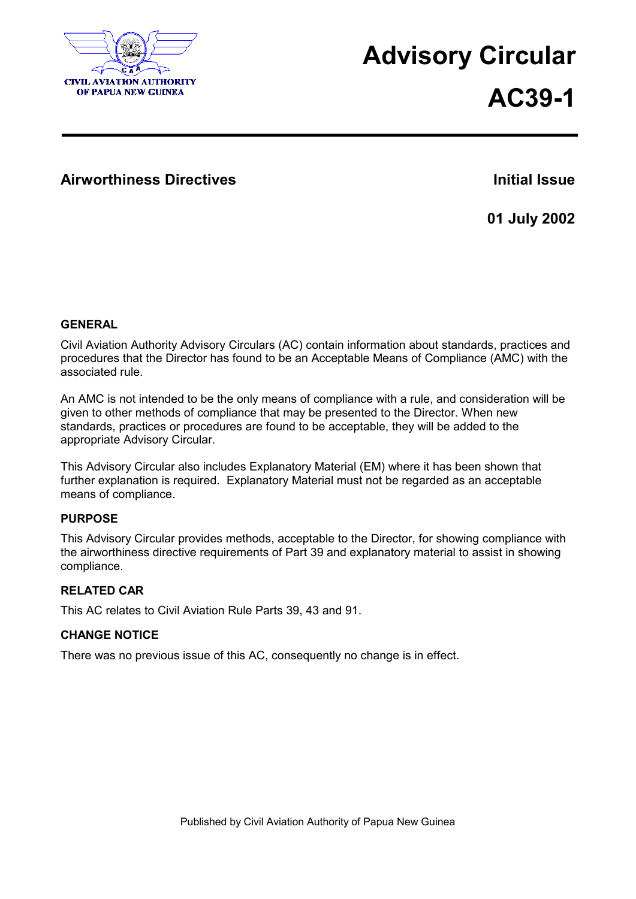CIVIL AVIATION AUTHORITY OF PAPUA NEW GUINEA

# Advisory Circular

# AC39-1

## Airworthiness Directives

**Initial Issue**

**01 July 2002**

### GENERAL

Civil Aviation Authority Advisory Circulars (AC) contain information about standards, practices and procedures that the Director has found to be an Acceptable Means of Compliance (AMC) with the associated rule.

An AMC is not intended to be the only means of compliance with a rule, and consideration will be given to other methods of compliance that may be presented to the Director. When new standards, practices or procedures are found to be acceptable, they will be added to the appropriate Advisory Circular.

This Advisory Circular also includes Explanatory Material (EM) where it has been shown that further explanation is required. Explanatory Material must not be regarded as an acceptable means of compliance.

### PURPOSE

This Advisory Circular provides methods, acceptable to the Director, for showing compliance with the airworthiness directive requirements of Part 39 and explanatory material to assist in showing compliance.

### RELATED CAR

This AC relates to Civil Aviation Rule Parts 39, 43 and 91.

### CHANGE NOTICE

There was no previous issue of this AC, consequently no change is in effect.

Published by Civil Aviation Authority of Papua New Guinea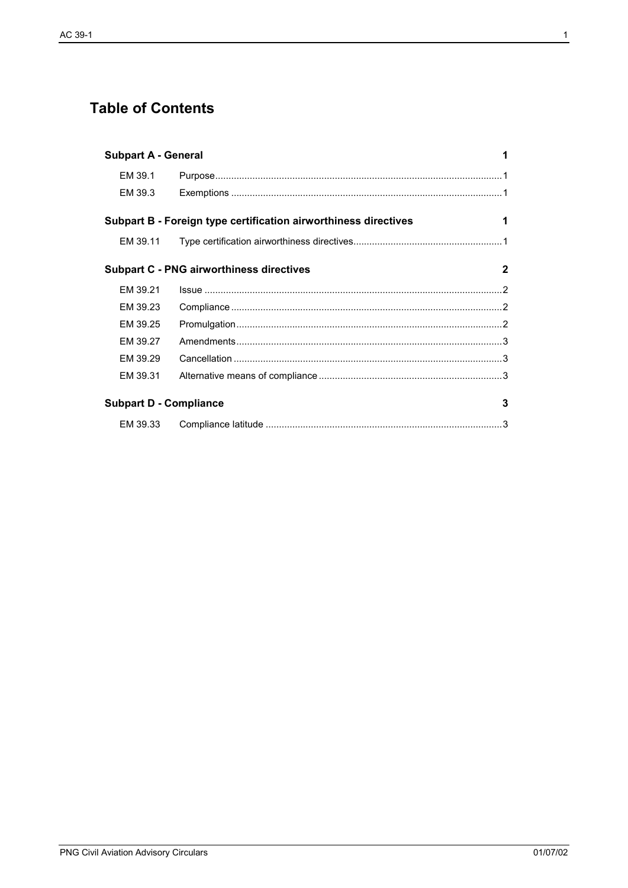# Table of Contents

| | | |
|---|---|---|
| **Subpart A - General** | | **1** |
| EM 39.1 | Purpose | 1 |
| EM 39.3 | Exemptions | 1 |
| **Subpart B - Foreign type certification airworthiness directives** | | **1** |
| EM 39.11 | Type certification airworthiness directives | 1 |
| **Subpart C - PNG airworthiness directives** | | **2** |
| EM 39.21 | Issue | 2 |
| EM 39.23 | Compliance | 2 |
| EM 39.25 | Promulgation | 2 |
| EM 39.27 | Amendments | 3 |
| EM 39.29 | Cancellation | 3 |
| EM 39.31 | Alternative means of compliance | 3 |
| **Subpart D - Compliance** | | **3** |
| EM 39.33 | Compliance latitude | 3 |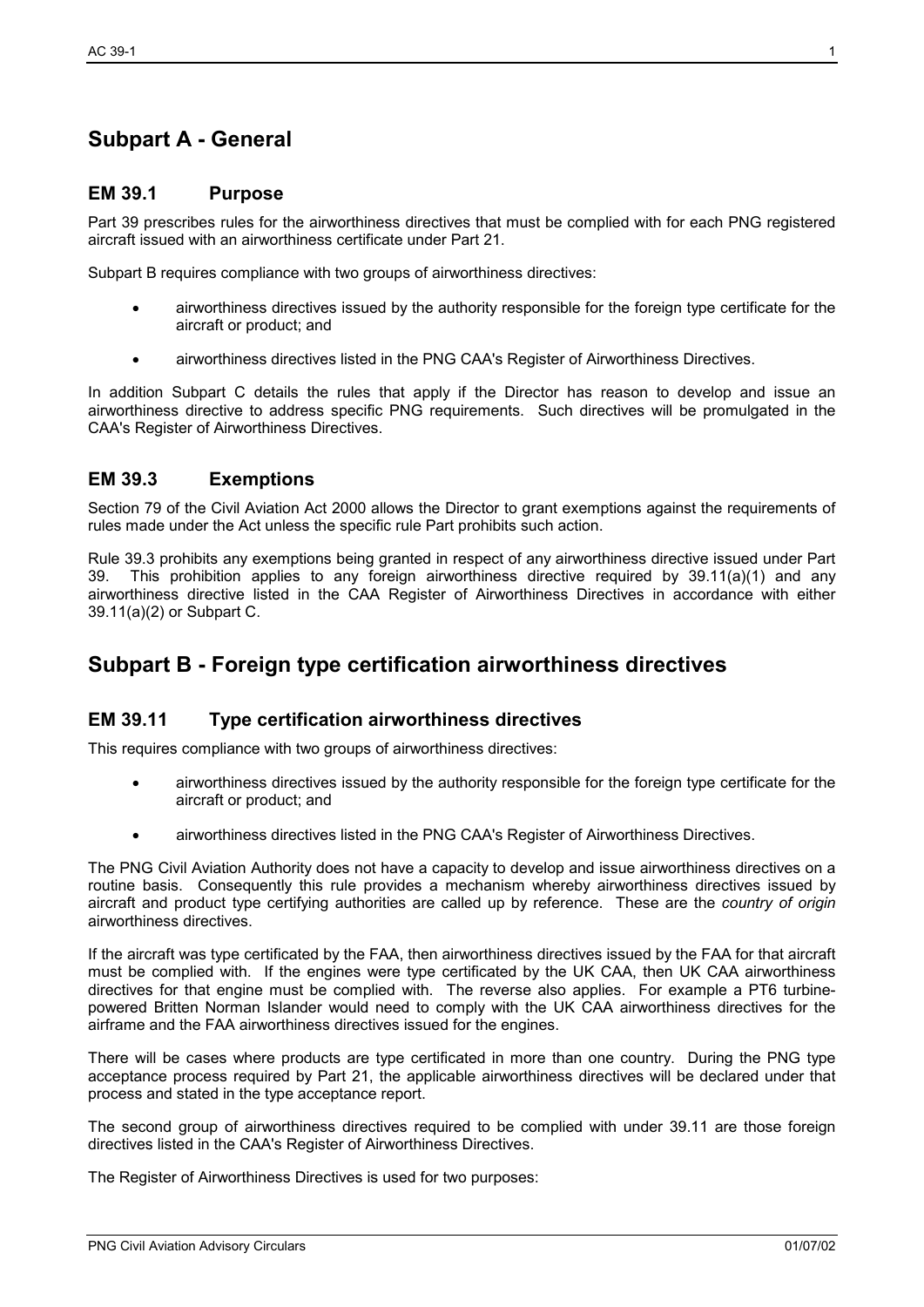# Subpart A - General

## EM 39.1 Purpose

Part 39 prescribes rules for the airworthiness directives that must be complied with for each PNG registered aircraft issued with an airworthiness certificate under Part 21.

Subpart B requires compliance with two groups of airworthiness directives:

- airworthiness directives issued by the authority responsible for the foreign type certificate for the aircraft or product; and
- airworthiness directives listed in the PNG CAA's Register of Airworthiness Directives.

In addition Subpart C details the rules that apply if the Director has reason to develop and issue an airworthiness directive to address specific PNG requirements. Such directives will be promulgated in the CAA's Register of Airworthiness Directives.

## EM 39.3 Exemptions

Section 79 of the Civil Aviation Act 2000 allows the Director to grant exemptions against the requirements of rules made under the Act unless the specific rule Part prohibits such action.

Rule 39.3 prohibits any exemptions being granted in respect of any airworthiness directive issued under Part 39. This prohibition applies to any foreign airworthiness directive required by 39.11(a)(1) and any airworthiness directive listed in the CAA Register of Airworthiness Directives in accordance with either 39.11(a)(2) or Subpart C.

# Subpart B - Foreign type certification airworthiness directives

## EM 39.11 Type certification airworthiness directives

This requires compliance with two groups of airworthiness directives:

- airworthiness directives issued by the authority responsible for the foreign type certificate for the aircraft or product; and
- airworthiness directives listed in the PNG CAA's Register of Airworthiness Directives.

The PNG Civil Aviation Authority does not have a capacity to develop and issue airworthiness directives on a routine basis. Consequently this rule provides a mechanism whereby airworthiness directives issued by aircraft and product type certifying authorities are called up by reference. These are the *country of origin* airworthiness directives.

If the aircraft was type certificated by the FAA, then airworthiness directives issued by the FAA for that aircraft must be complied with. If the engines were type certificated by the UK CAA, then UK CAA airworthiness directives for that engine must be complied with. The reverse also applies. For example a PT6 turbine-powered Britten Norman Islander would need to comply with the UK CAA airworthiness directives for the airframe and the FAA airworthiness directives issued for the engines.

There will be cases where products are type certificated in more than one country. During the PNG type acceptance process required by Part 21, the applicable airworthiness directives will be declared under that process and stated in the type acceptance report.

The second group of airworthiness directives required to be complied with under 39.11 are those foreign directives listed in the CAA's Register of Airworthiness Directives.

The Register of Airworthiness Directives is used for two purposes: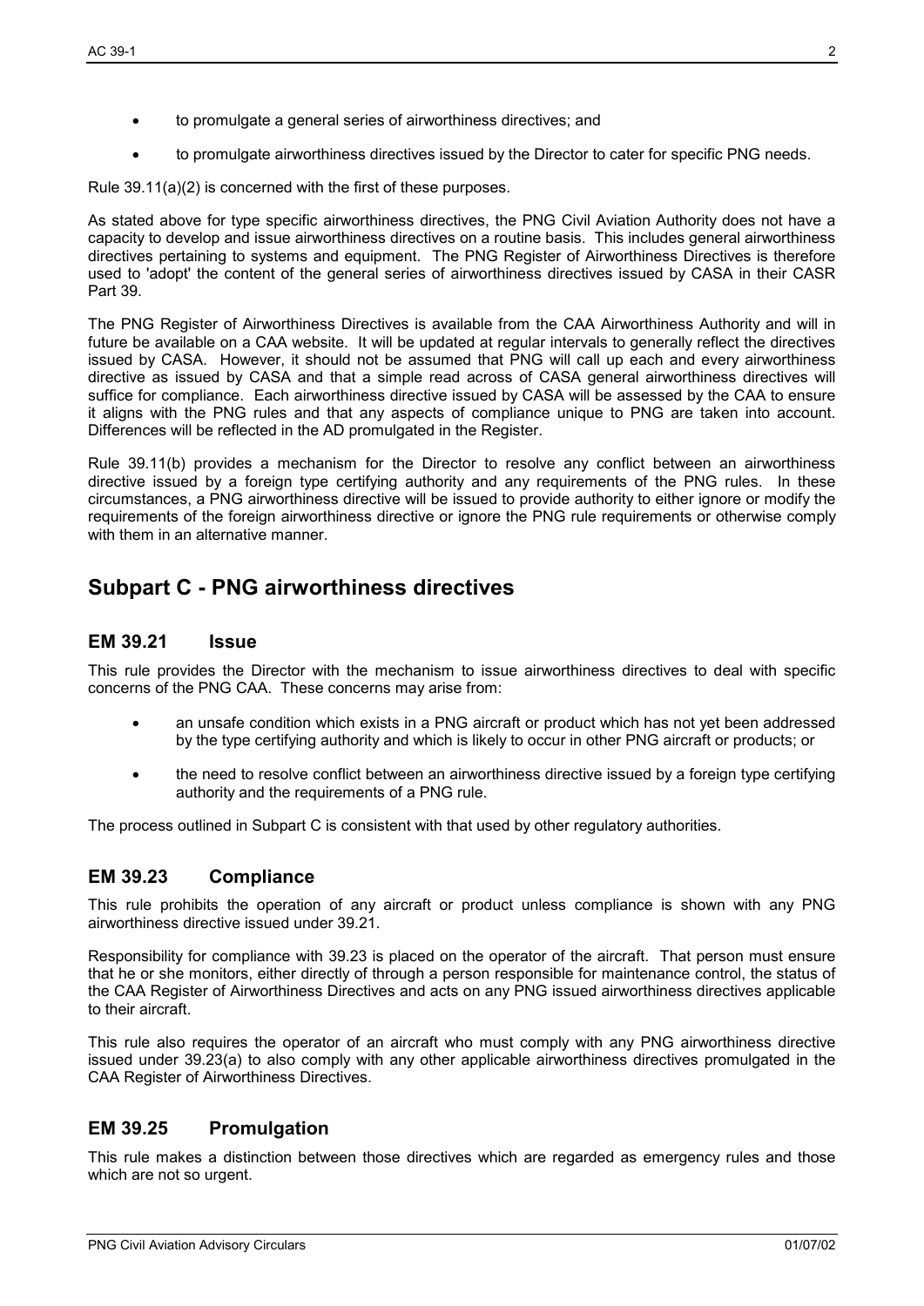- to promulgate a general series of airworthiness directives; and
- to promulgate airworthiness directives issued by the Director to cater for specific PNG needs.

Rule 39.11(a)(2) is concerned with the first of these purposes.

As stated above for type specific airworthiness directives, the PNG Civil Aviation Authority does not have a capacity to develop and issue airworthiness directives on a routine basis. This includes general airworthiness directives pertaining to systems and equipment. The PNG Register of Airworthiness Directives is therefore used to 'adopt' the content of the general series of airworthiness directives issued by CASA in their CASR Part 39.

The PNG Register of Airworthiness Directives is available from the CAA Airworthiness Authority and will in future be available on a CAA website. It will be updated at regular intervals to generally reflect the directives issued by CASA. However, it should not be assumed that PNG will call up each and every airworthiness directive as issued by CASA and that a simple read across of CASA general airworthiness directives will suffice for compliance. Each airworthiness directive issued by CASA will be assessed by the CAA to ensure it aligns with the PNG rules and that any aspects of compliance unique to PNG are taken into account. Differences will be reflected in the AD promulgated in the Register.

Rule 39.11(b) provides a mechanism for the Director to resolve any conflict between an airworthiness directive issued by a foreign type certifying authority and any requirements of the PNG rules. In these circumstances, a PNG airworthiness directive will be issued to provide authority to either ignore or modify the requirements of the foreign airworthiness directive or ignore the PNG rule requirements or otherwise comply with them in an alternative manner.

# Subpart C - PNG airworthiness directives

## EM 39.21 Issue

This rule provides the Director with the mechanism to issue airworthiness directives to deal with specific concerns of the PNG CAA. These concerns may arise from:

- an unsafe condition which exists in a PNG aircraft or product which has not yet been addressed by the type certifying authority and which is likely to occur in other PNG aircraft or products; or
- the need to resolve conflict between an airworthiness directive issued by a foreign type certifying authority and the requirements of a PNG rule.

The process outlined in Subpart C is consistent with that used by other regulatory authorities.

## EM 39.23 Compliance

This rule prohibits the operation of any aircraft or product unless compliance is shown with any PNG airworthiness directive issued under 39.21.

Responsibility for compliance with 39.23 is placed on the operator of the aircraft. That person must ensure that he or she monitors, either directly of through a person responsible for maintenance control, the status of the CAA Register of Airworthiness Directives and acts on any PNG issued airworthiness directives applicable to their aircraft.

This rule also requires the operator of an aircraft who must comply with any PNG airworthiness directive issued under 39.23(a) to also comply with any other applicable airworthiness directives promulgated in the CAA Register of Airworthiness Directives.

## EM 39.25 Promulgation

This rule makes a distinction between those directives which are regarded as emergency rules and those which are not so urgent.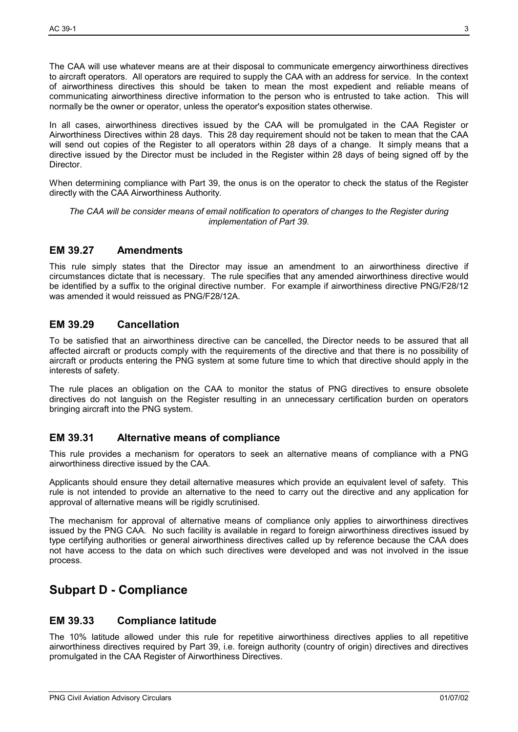The CAA will use whatever means are at their disposal to communicate emergency airworthiness directives to aircraft operators. All operators are required to supply the CAA with an address for service. In the context of airworthiness directives this should be taken to mean the most expedient and reliable means of communicating airworthiness directive information to the person who is entrusted to take action. This will normally be the owner or operator, unless the operator's exposition states otherwise.

In all cases, airworthiness directives issued by the CAA will be promulgated in the CAA Register or Airworthiness Directives within 28 days. This 28 day requirement should not be taken to mean that the CAA will send out copies of the Register to all operators within 28 days of a change. It simply means that a directive issued by the Director must be included in the Register within 28 days of being signed off by the Director.

When determining compliance with Part 39, the onus is on the operator to check the status of the Register directly with the CAA Airworthiness Authority.

*The CAA will be consider means of email notification to operators of changes to the Register during implementation of Part 39.*

### EM 39.27 Amendments

This rule simply states that the Director may issue an amendment to an airworthiness directive if circumstances dictate that is necessary. The rule specifies that any amended airworthiness directive would be identified by a suffix to the original directive number. For example if airworthiness directive PNG/F28/12 was amended it would reissued as PNG/F28/12A.

### EM 39.29 Cancellation

To be satisfied that an airworthiness directive can be cancelled, the Director needs to be assured that all affected aircraft or products comply with the requirements of the directive and that there is no possibility of aircraft or products entering the PNG system at some future time to which that directive should apply in the interests of safety.

The rule places an obligation on the CAA to monitor the status of PNG directives to ensure obsolete directives do not languish on the Register resulting in an unnecessary certification burden on operators bringing aircraft into the PNG system.

### EM 39.31 Alternative means of compliance

This rule provides a mechanism for operators to seek an alternative means of compliance with a PNG airworthiness directive issued by the CAA.

Applicants should ensure they detail alternative measures which provide an equivalent level of safety. This rule is not intended to provide an alternative to the need to carry out the directive and any application for approval of alternative means will be rigidly scrutinised.

The mechanism for approval of alternative means of compliance only applies to airworthiness directives issued by the PNG CAA. No such facility is available in regard to foreign airworthiness directives issued by type certifying authorities or general airworthiness directives called up by reference because the CAA does not have access to the data on which such directives were developed and was not involved in the issue process.

## Subpart D - Compliance

### EM 39.33 Compliance latitude

The 10% latitude allowed under this rule for repetitive airworthiness directives applies to all repetitive airworthiness directives required by Part 39, i.e. foreign authority (country of origin) directives and directives promulgated in the CAA Register of Airworthiness Directives.